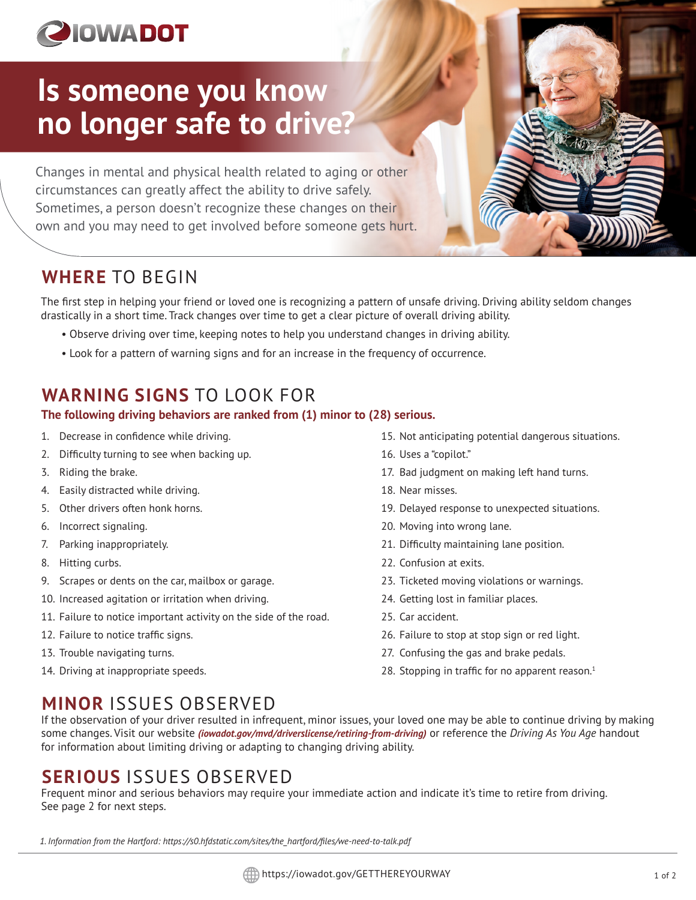# Is someone you know no longer safe to drive?

Changes in mental and physical health related to aging or other circumstances can greatly affect the ability to drive safely. Sometimes, a person doesn't recognize these changes on their own and you may need to get involved before someone gets hurt.

## WHERE TO BEGIN

The first step in helping your friend or loved one is recognizing a pattern of unsafe driving. Driving ability seldom changes drastically in a short time. Track changes over time to get a clear picture of overall driving ability.

- Observe driving over time, keeping notes to help you understand changes in driving ability.
- Look for a pattern of warning signs and for an increase in the frequency of occurrence.

## WARNING SIGNS TO LOOK FOR

**The following driving behaviors are ranked from (1) minor to (28) serious.**

1. Decrease in confidence while driving.
2. Difficulty turning to see when backing up.
3. Riding the brake.
4. Easily distracted while driving.
5. Other drivers often honk horns.
6. Incorrect signaling.
7. Parking inappropriately.
8. Hitting curbs.
9. Scrapes or dents on the car, mailbox or garage.
10. Increased agitation or irritation when driving.
11. Failure to notice important activity on the side of the road.
12. Failure to notice traffic signs.
13. Trouble navigating turns.
14. Driving at inappropriate speeds.
15. Not anticipating potential dangerous situations.
16. Uses a "copilot."
17. Bad judgment on making left hand turns.
18. Near misses.
19. Delayed response to unexpected situations.
20. Moving into wrong lane.
21. Difficulty maintaining lane position.
22. Confusion at exits.
23. Ticketed moving violations or warnings.
24. Getting lost in familiar places.
25. Car accident.
26. Failure to stop at stop sign or red light.
27. Confusing the gas and brake pedals.
28. Stopping in traffic for no apparent reason.[1]

## MINOR ISSUES OBSERVED

If the observation of your driver resulted in infrequent, minor issues, your loved one may be able to continue driving by making some changes. Visit our website ***(iowadot.gov/mvd/driverslicense/retiring-from-driving)*** or reference the *Driving As You Age* handout for information about limiting driving or adapting to changing driving ability.

## SERIOUS ISSUES OBSERVED

Frequent minor and serious behaviors may require your immediate action and indicate it's time to retire from driving. See page 2 for next steps.

*1. Information from the Hartford: https://s0.hfdstatic.com/sites/the_hartford/files/we-need-to-talk.pdf*

https://iowadot.gov/GETTHEREYOURWAY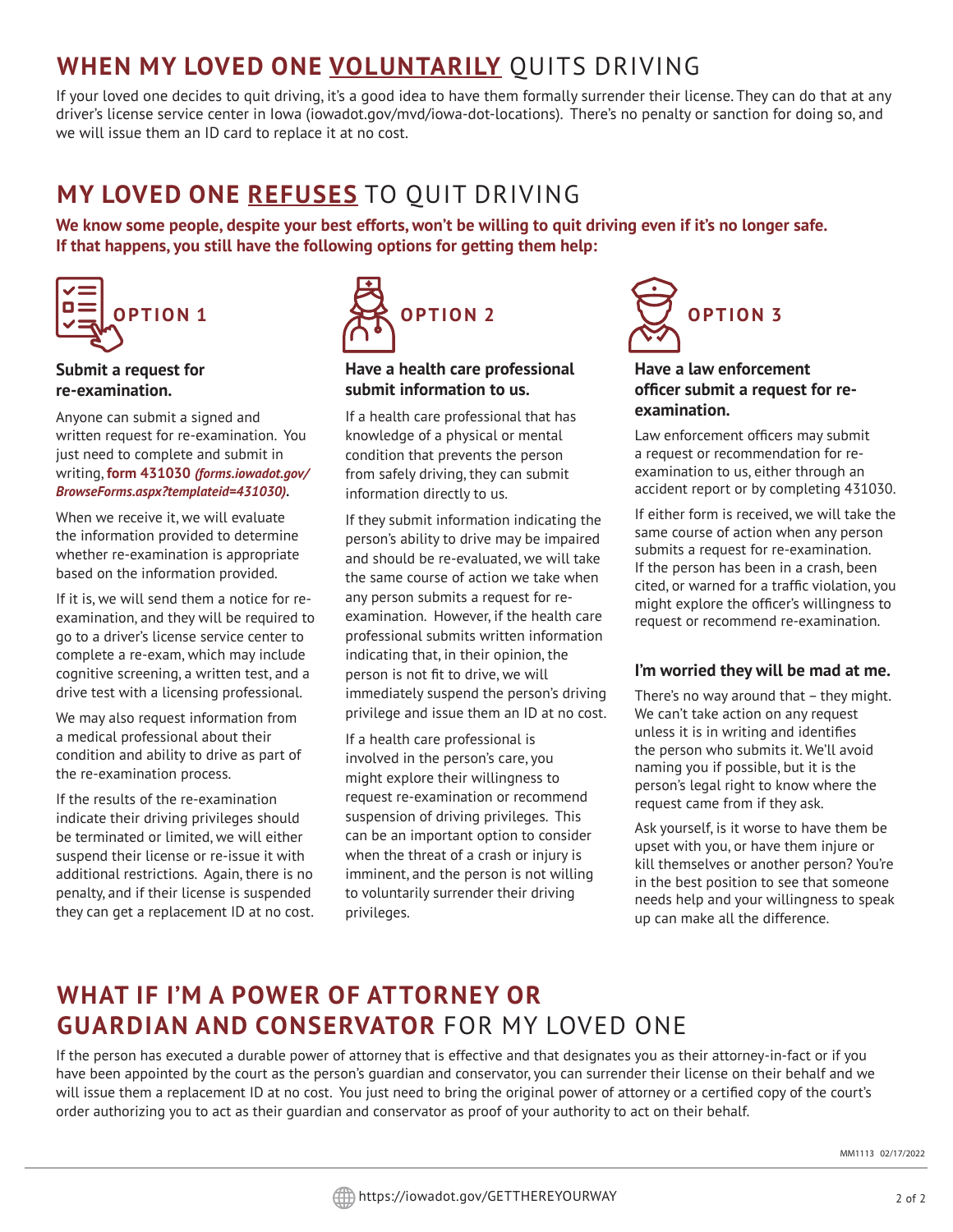## WHEN MY LOVED ONE **VOLUNTARILY** QUITS DRIVING

If your loved one decides to quit driving, it's a good idea to have them formally surrender their license. They can do that at any driver's license service center in Iowa (iowadot.gov/mvd/iowa-dot-locations). There's no penalty or sanction for doing so, and we will issue them an ID card to replace it at no cost.

## MY LOVED ONE **REFUSES** TO QUIT DRIVING

**We know some people, despite your best efforts, won't be willing to quit driving even if it's no longer safe. If that happens, you still have the following options for getting them help:**

### OPTION 1

**Submit a request for re-examination.**

Anyone can submit a signed and written request for re-examination. You just need to complete and submit in writing, **form 431030** ***(forms.iowadot.gov/BrowseForms.aspx?templateid=431030).***

When we receive it, we will evaluate the information provided to determine whether re-examination is appropriate based on the information provided.

If it is, we will send them a notice for re-examination, and they will be required to go to a driver's license service center to complete a re-exam, which may include cognitive screening, a written test, and a drive test with a licensing professional.

We may also request information from a medical professional about their condition and ability to drive as part of the re-examination process.

If the results of the re-examination indicate their driving privileges should be terminated or limited, we will either suspend their license or re-issue it with additional restrictions. Again, there is no penalty, and if their license is suspended they can get a replacement ID at no cost.

### OPTION 2

**Have a health care professional submit information to us.**

If a health care professional that has knowledge of a physical or mental condition that prevents the person from safely driving, they can submit information directly to us.

If they submit information indicating the person's ability to drive may be impaired and should be re-evaluated, we will take the same course of action we take when any person submits a request for re-examination. However, if the health care professional submits written information indicating that, in their opinion, the person is not fit to drive, we will immediately suspend the person's driving privilege and issue them an ID at no cost.

If a health care professional is involved in the person's care, you might explore their willingness to request re-examination or recommend suspension of driving privileges. This can be an important option to consider when the threat of a crash or injury is imminent, and the person is not willing to voluntarily surrender their driving privileges.

### OPTION 3

**Have a law enforcement officer submit a request for re-examination.**

Law enforcement officers may submit a request or recommendation for re-examination to us, either through an accident report or by completing 431030.

If either form is received, we will take the same course of action when any person submits a request for re-examination. If the person has been in a crash, been cited, or warned for a traffic violation, you might explore the officer's willingness to request or recommend re-examination.

**I'm worried they will be mad at me.**

There's no way around that – they might. We can't take action on any request unless it is in writing and identifies the person who submits it. We'll avoid naming you if possible, but it is the person's legal right to know where the request came from if they ask.

Ask yourself, is it worse to have them be upset with you, or have them injure or kill themselves or another person? You're in the best position to see that someone needs help and your willingness to speak up can make all the difference.

## WHAT IF I'M A POWER OF ATTORNEY OR GUARDIAN AND CONSERVATOR FOR MY LOVED ONE

If the person has executed a durable power of attorney that is effective and that designates you as their attorney-in-fact or if you have been appointed by the court as the person's guardian and conservator, you can surrender their license on their behalf and we will issue them a replacement ID at no cost. You just need to bring the original power of attorney or a certified copy of the court's order authorizing you to act as their guardian and conservator as proof of your authority to act on their behalf.

MM1113 02/17/2022

https://iowadot.gov/GETTHEREYOURWAY